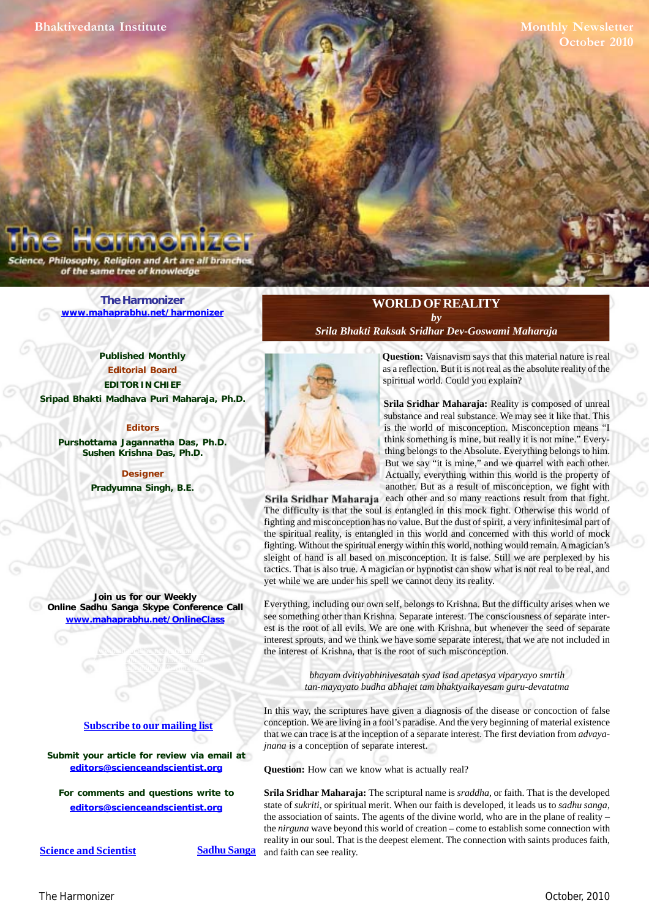Bhaktivedanta Institute

Monthly Newsletter
October 2010

# The Harmonizer

*Science, Philosophy, Religion and Art are all branches of the same tree of knowledge*

**The Harmonizer**
www.mahaprabhu.net/harmonizer

**Published Monthly**

**Editorial Board**

**EDITOR IN CHIEF**
Sripad Bhakti Madhava Puri Maharaja, Ph.D.

**Editors**
Purshottama Jagannatha Das, Ph.D.
Sushen Krishna Das, Ph.D.

**Designer**
Pradyumna Singh, B.E.

Join us for our Weekly Online Sadhu Sanga Skype Conference Call
www.mahaprabhu.net/OnlineClass

Subscribe to our mailing list

Submit your article for review via email at editors@scienceandscientist.org

For comments and questions write to editors@scienceandscientist.org

Science and Scientist | Sadhu Sanga

## WORLD OF REALITY

*by*

*Srila Bhakti Raksak Sridhar Dev-Goswami Maharaja*

Srila Sridhar Maharaja

**Question:** Vaisnavism says that this material nature is real as a reflection. But it is not real as the absolute reality of the spiritual world. Could you explain?

**Srila Sridhar Maharaja:** Reality is composed of unreal substance and real substance. We may see it like that. This is the world of misconception. Misconception means "I think something is mine, but really it is not mine." Everything belongs to the Absolute. Everything belongs to him. But we say "it is mine," and we quarrel with each other. Actually, everything within this world is the property of another. But as a result of misconception, we fight with each other and so many reactions result from that fight. The difficulty is that the soul is entangled in this mock fight. Otherwise this world of fighting and misconception has no value. But the dust of spirit, a very infinitesimal part of the spiritual reality, is entangled in this world and concerned with this world of mock fighting. Without the spiritual energy within this world, nothing would remain. A magician's sleight of hand is all based on misconception. It is false. Still we are perplexed by his tactics. That is also true. A magician or hypnotist can show what is not real to be real, and yet while we are under his spell we cannot deny its reality.

Everything, including our own self, belongs to Krishna. But the difficulty arises when we see something other than Krishna. Separate interest. The consciousness of separate interest is the root of all evils. We are one with Krishna, but whenever the seed of separate interest sprouts, and we think we have some separate interest, that we are not included in the interest of Krishna, that is the root of such misconception.

*bhayam dvitiyabhinivesatah syad isad apetasya viparyayo smrtih*
*tan-mayayato budha abhajet tam bhaktyaikayesam guru-devatatma*

In this way, the scriptures have given a diagnosis of the disease or concoction of false conception. We are living in a fool's paradise. And the very beginning of material existence that we can trace is at the inception of a separate interest. The first deviation from *advaya-jnana* is a conception of separate interest.

**Question:** How can we know what is actually real?

**Srila Sridhar Maharaja:** The scriptural name is *sraddha*, or faith. That is the developed state of *sukriti*, or spiritual merit. When our faith is developed, it leads us to *sadhu sanga*, the association of saints. The agents of the divine world, who are in the plane of reality – the *nirguna* wave beyond this world of creation – come to establish some connection with reality in our soul. That is the deepest element. The connection with saints produces faith, and faith can see reality.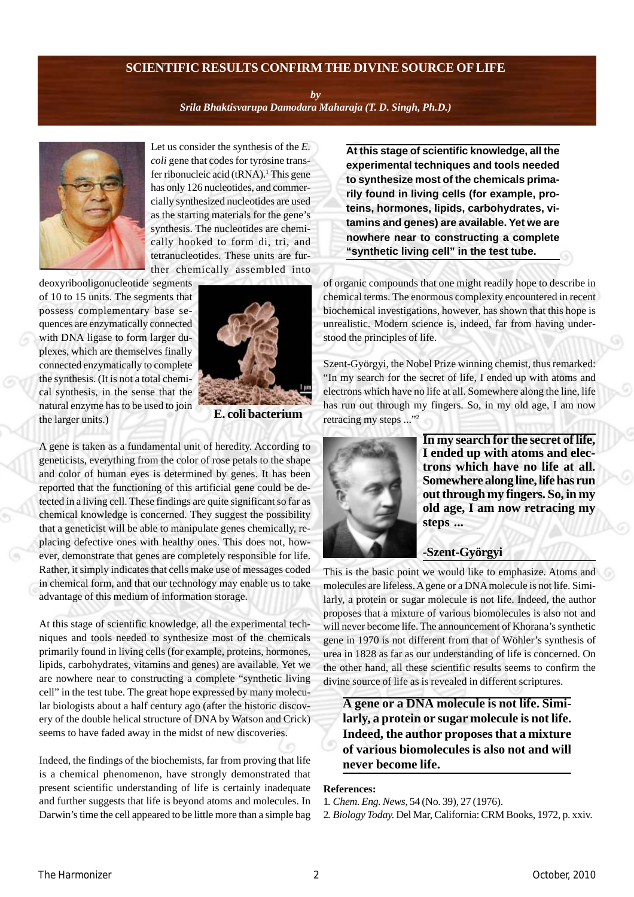# SCIENTIFIC RESULTS CONFIRM THE DIVINE SOURCE OF LIFE

*by*
*Srila Bhaktisvarupa Damodara Maharaja (T. D. Singh, Ph.D.)*

Let us consider the synthesis of the *E. coli* gene that codes for tyrosine transfer ribonucleic acid (tRNA).[1] This gene has only 126 nucleotides, and commercially synthesized nucleotides are used as the starting materials for the gene's synthesis. The nucleotides are chemically hooked to form di, tri, and tetranucleotides. These units are further chemically assembled into deoxyribooligonucleotide segments of 10 to 15 units. The segments that possess complementary base sequences are enzymatically connected with DNA ligase to form larger duplexes, which are themselves finally connected enzymatically to complete the synthesis. (It is not a total chemical synthesis, in the sense that the natural enzyme has to be used to join the larger units.)

**E. coli bacterium**

A gene is taken as a fundamental unit of heredity. According to geneticists, everything from the color of rose petals to the shape and color of human eyes is determined by genes. It has been reported that the functioning of this artificial gene could be detected in a living cell. These findings are quite significant so far as chemical knowledge is concerned. They suggest the possibility that a geneticist will be able to manipulate genes chemically, replacing defective ones with healthy ones. This does not, however, demonstrate that genes are completely responsible for life. Rather, it simply indicates that cells make use of messages coded in chemical form, and that our technology may enable us to take advantage of this medium of information storage.

At this stage of scientific knowledge, all the experimental techniques and tools needed to synthesize most of the chemicals primarily found in living cells (for example, proteins, hormones, lipids, carbohydrates, vitamins and genes) are available. Yet we are nowhere near to constructing a complete "synthetic living cell" in the test tube. The great hope expressed by many molecular biologists about a half century ago (after the historic discovery of the double helical structure of DNA by Watson and Crick) seems to have faded away in the midst of new discoveries.

Indeed, the findings of the biochemists, far from proving that life is a chemical phenomenon, have strongly demonstrated that present scientific understanding of life is certainly inadequate and further suggests that life is beyond atoms and molecules. In Darwin's time the cell appeared to be little more than a simple bag of organic compounds that one might readily hope to describe in chemical terms. The enormous complexity encountered in recent biochemical investigations, however, has shown that this hope is unrealistic. Modern science is, indeed, far from having understood the principles of life.

**At this stage of scientific knowledge, all the experimental techniques and tools needed to synthesize most of the chemicals primarily found in living cells (for example, proteins, hormones, lipids, carbohydrates, vitamins and genes) are available. Yet we are nowhere near to constructing a complete "synthetic living cell" in the test tube.**

Szent-Györgyi, the Nobel Prize winning chemist, thus remarked: "In my search for the secret of life, I ended up with atoms and electrons which have no life at all. Somewhere along the line, life has run out through my fingers. So, in my old age, I am now retracing my steps ..."[2]

**In my search for the secret of life, I ended up with atoms and electrons which have no life at all. Somewhere along line, life has run out through my fingers. So, in my old age, I am now retracing my steps ...**

**-Szent-Györgyi**

This is the basic point we would like to emphasize. Atoms and molecules are lifeless. A gene or a DNA molecule is not life. Similarly, a protein or sugar molecule is not life. Indeed, the author proposes that a mixture of various biomolecules is also not and will never become life. The announcement of Khorana's synthetic gene in 1970 is not different from that of Wöhler's synthesis of urea in 1828 as far as our understanding of life is concerned. On the other hand, all these scientific results seems to confirm the divine source of life as is revealed in different scriptures.

**A gene or a DNA molecule is not life. Similarly, a protein or sugar molecule is not life. Indeed, the author proposes that a mixture of various biomolecules is also not and will never become life.**

**References:**

1. *Chem. Eng. News,* 54 (No. 39), 27 (1976).
2. *Biology Today.* Del Mar, California: CRM Books, 1972, p. xxiv.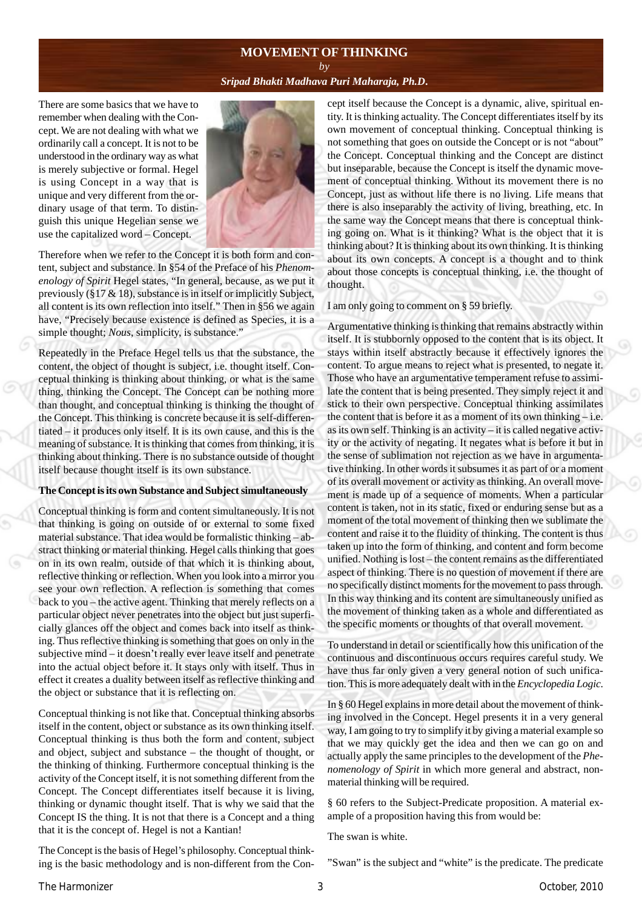# MOVEMENT OF THINKING

*by*

***Sripad Bhakti Madhava Puri Maharaja, Ph.D.***

There are some basics that we have to remember when dealing with the Concept. We are not dealing with what we ordinarily call a concept. It is not to be understood in the ordinary way as what is merely subjective or formal. Hegel is using Concept in a way that is unique and very different from the ordinary usage of that term. To distinguish this unique Hegelian sense we use the capitalized word – Concept.

Therefore when we refer to the Concept it is both form and content, subject and substance. In §54 of the Preface of his *Phenomenology of Spirit* Hegel states, "In general, because, as we put it previously (§17 & 18), substance is in itself or implicitly Subject, all content is its own reflection into itself." Then in §56 we again have, "Precisely because existence is defined as Species, it is a simple thought; *Nous*, simplicity, is substance."

Repeatedly in the Preface Hegel tells us that the substance, the content, the object of thought is subject, i.e. thought itself. Conceptual thinking is thinking about thinking, or what is the same thing, thinking the Concept. The Concept can be nothing more than thought, and conceptual thinking is thinking the thought of the Concept. This thinking is concrete because it is self-differentiated – it produces only itself. It is its own cause, and this is the meaning of substance. It is thinking that comes from thinking, it is thinking about thinking. There is no substance outside of thought itself because thought itself is its own substance.

**The Concept is its own Substance and Subject simultaneously**

Conceptual thinking is form and content simultaneously. It is not that thinking is going on outside of or external to some fixed material substance. That idea would be formalistic thinking – abstract thinking or material thinking. Hegel calls thinking that goes on in its own realm, outside of that which it is thinking about, reflective thinking or reflection. When you look into a mirror you see your own reflection. A reflection is something that comes back to you – the active agent. Thinking that merely reflects on a particular object never penetrates into the object but just superficially glances off the object and comes back into itself as thinking. Thus reflective thinking is something that goes on only in the subjective mind – it doesn't really ever leave itself and penetrate into the actual object before it. It stays only with itself. Thus in effect it creates a duality between itself as reflective thinking and the object or substance that it is reflecting on.

Conceptual thinking is not like that. Conceptual thinking absorbs itself in the content, object or substance as its own thinking itself. Conceptual thinking is thus both the form and content, subject and object, subject and substance – the thought of thought, or the thinking of thinking. Furthermore conceptual thinking is the activity of the Concept itself, it is not something different from the Concept. The Concept differentiates itself because it is living, thinking or dynamic thought itself. That is why we said that the Concept IS the thing. It is not that there is a Concept and a thing that it is the concept of. Hegel is not a Kantian!

The Concept is the basis of Hegel's philosophy. Conceptual thinking is the basic methodology and is non-different from the Concept itself because the Concept is a dynamic, alive, spiritual entity. It is thinking actuality. The Concept differentiates itself by its own movement of conceptual thinking. Conceptual thinking is not something that goes on outside the Concept or is not "about" the Concept. Conceptual thinking and the Concept are distinct but inseparable, because the Concept is itself the dynamic movement of conceptual thinking. Without its movement there is no Concept, just as without life there is no living. Life means that there is also inseparably the activity of living, breathing, etc. In the same way the Concept means that there is conceptual thinking going on. What is it thinking? What is the object that it is thinking about? It is thinking about its own thinking. It is thinking about its own concepts. A concept is a thought and to think about those concepts is conceptual thinking, i.e. the thought of thought.

I am only going to comment on § 59 briefly.

Argumentative thinking is thinking that remains abstractly within itself. It is stubbornly opposed to the content that is its object. It stays within itself abstractly because it effectively ignores the content. To argue means to reject what is presented, to negate it. Those who have an argumentative temperament refuse to assimilate the content that is being presented. They simply reject it and stick to their own perspective. Conceptual thinking assimilates the content that is before it as a moment of its own thinking – i.e. as its own self. Thinking is an activity – it is called negative activity or the activity of negating. It negates what is before it but in the sense of sublimation not rejection as we have in argumentative thinking. In other words it subsumes it as part of or a moment of its overall movement or activity as thinking. An overall movement is made up of a sequence of moments. When a particular content is taken, not in its static, fixed or enduring sense but as a moment of the total movement of thinking then we sublimate the content and raise it to the fluidity of thinking. The content is thus taken up into the form of thinking, and content and form become unified. Nothing is lost – the content remains as the differentiated aspect of thinking. There is no question of movement if there are no specifically distinct moments for the movement to pass through. In this way thinking and its content are simultaneously unified as the movement of thinking taken as a whole and differentiated as the specific moments or thoughts of that overall movement.

To understand in detail or scientifically how this unification of the continuous and discontinuous occurs requires careful study. We have thus far only given a very general notion of such unification. This is more adequately dealt with in the *Encyclopedia Logic*.

In § 60 Hegel explains in more detail about the movement of thinking involved in the Concept. Hegel presents it in a very general way, I am going to try to simplify it by giving a material example so that we may quickly get the idea and then we can go on and actually apply the same principles to the development of the *Phenomenology of Spirit* in which more general and abstract, non-material thinking will be required.

§ 60 refers to the Subject-Predicate proposition. A material example of a proposition having this from would be:

The swan is white.

"Swan" is the subject and "white" is the predicate. The predicate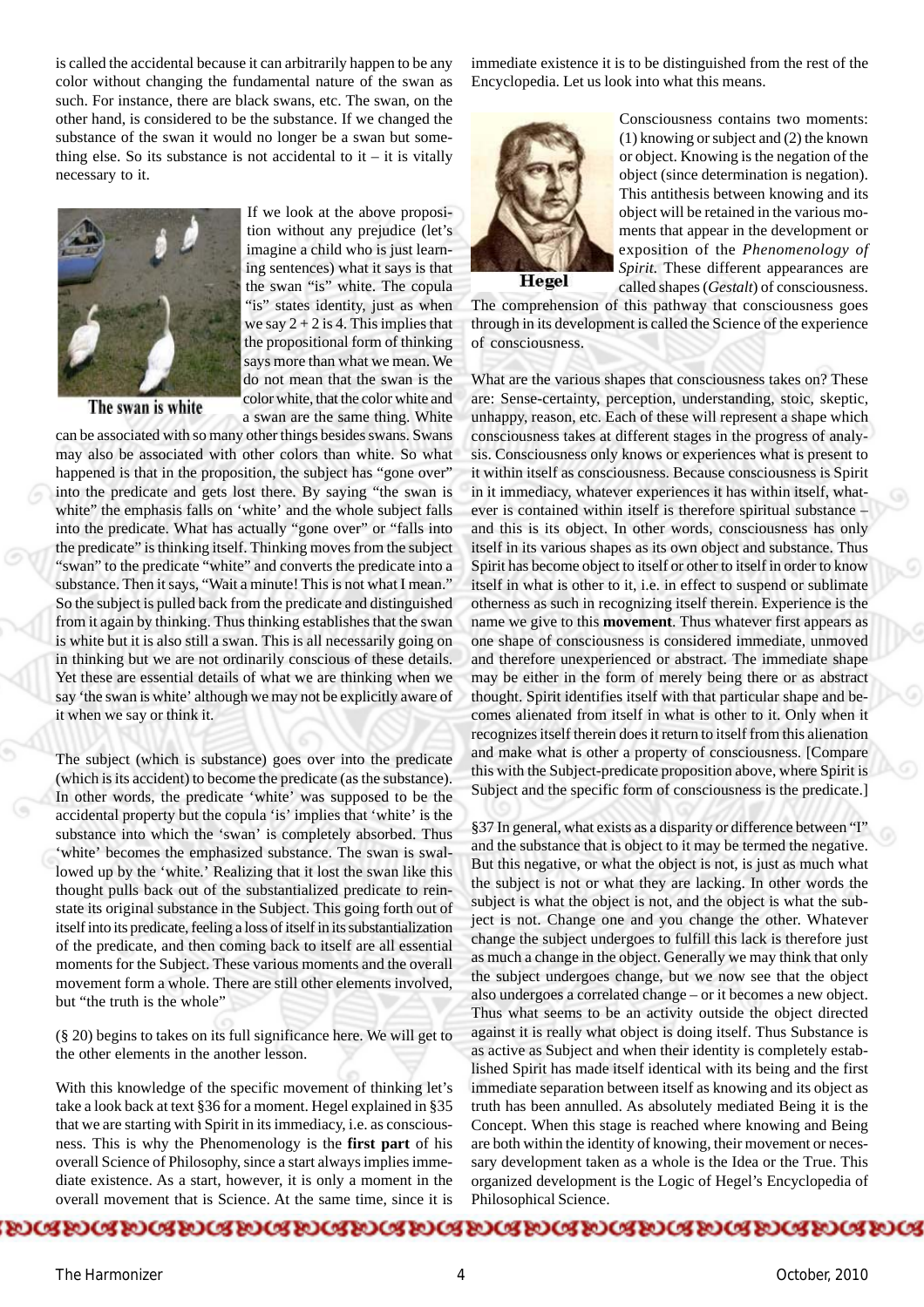is called the accidental because it can arbitrarily happen to be any color without changing the fundamental nature of the swan as such. For instance, there are black swans, etc. The swan, on the other hand, is considered to be the substance. If we changed the substance of the swan it would no longer be a swan but something else. So its substance is not accidental to it – it is vitally necessary to it.

The swan is white

If we look at the above proposition without any prejudice (let's imagine a child who is just learning sentences) what it says is that the swan "is" white. The copula "is" states identity, just as when we say 2 + 2 is 4. This implies that the propositional form of thinking says more than what we mean. We do not mean that the swan is the color white, that the color white and a swan are the same thing. White can be associated with so many other things besides swans. Swans may also be associated with other colors than white. So what happened is that in the proposition, the subject has "gone over" into the predicate and gets lost there. By saying "the swan is white" the emphasis falls on 'white' and the whole subject falls into the predicate. What has actually "gone over" or "falls into the predicate" is thinking itself. Thinking moves from the subject "swan" to the predicate "white" and converts the predicate into a substance. Then it says, "Wait a minute! This is not what I mean." So the subject is pulled back from the predicate and distinguished from it again by thinking. Thus thinking establishes that the swan is white but it is also still a swan. This is all necessarily going on in thinking but we are not ordinarily conscious of these details. Yet these are essential details of what we are thinking when we say 'the swan is white' although we may not be explicitly aware of it when we say or think it.

The subject (which is substance) goes over into the predicate (which is its accident) to become the predicate (as the substance). In other words, the predicate 'white' was supposed to be the accidental property but the copula 'is' implies that 'white' is the substance into which the 'swan' is completely absorbed. Thus 'white' becomes the emphasized substance. The swan is swallowed up by the 'white.' Realizing that it lost the swan like this thought pulls back out of the substantialized predicate to reinstate its original substance in the Subject. This going forth out of itself into its predicate, feeling a loss of itself in its substantialization of the predicate, and then coming back to itself are all essential moments for the Subject. These various moments and the overall movement form a whole. There are still other elements involved, but "the truth is the whole"

(§ 20) begins to takes on its full significance here. We will get to the other elements in the another lesson.

With this knowledge of the specific movement of thinking let's take a look back at text §36 for a moment. Hegel explained in §35 that we are starting with Spirit in its immediacy, i.e. as consciousness. This is why the Phenomenology is the **first part** of his overall Science of Philosophy, since a start always implies immediate existence. As a start, however, it is only a moment in the overall movement that is Science. At the same time, since it is immediate existence it is to be distinguished from the rest of the Encyclopedia. Let us look into what this means.

Hegel

Consciousness contains two moments: (1) knowing or subject and (2) the known or object. Knowing is the negation of the object (since determination is negation). This antithesis between knowing and its object will be retained in the various moments that appear in the development or exposition of the *Phenomenology of Spirit*. These different appearances are called shapes (*Gestalt*) of consciousness. The comprehension of this pathway that consciousness goes through in its development is called the Science of the experience of consciousness.

What are the various shapes that consciousness takes on? These are: Sense-certainty, perception, understanding, stoic, skeptic, unhappy, reason, etc. Each of these will represent a shape which consciousness takes at different stages in the progress of analysis. Consciousness only knows or experiences what is present to it within itself as consciousness. Because consciousness is Spirit in it immediacy, whatever experiences it has within itself, whatever is contained within itself is therefore spiritual substance – and this is its object. In other words, consciousness has only itself in its various shapes as its own object and substance. Thus Spirit has become object to itself or other to itself in order to know itself in what is other to it, i.e. in effect to suspend or sublimate otherness as such in recognizing itself therein. Experience is the name we give to this **movement**. Thus whatever first appears as one shape of consciousness is considered immediate, unmoved and therefore unexperienced or abstract. The immediate shape may be either in the form of merely being there or as abstract thought. Spirit identifies itself with that particular shape and becomes alienated from itself in what is other to it. Only when it recognizes itself therein does it return to itself from this alienation and make what is other a property of consciousness. [Compare this with the Subject-predicate proposition above, where Spirit is Subject and the specific form of consciousness is the predicate.]

§37 In general, what exists as a disparity or difference between "I" and the substance that is object to it may be termed the negative. But this negative, or what the object is not, is just as much what the subject is not or what they are lacking. In other words the subject is what the object is not, and the object is what the subject is not. Change one and you change the other. Whatever change the subject undergoes to fulfill this lack is therefore just as much a change in the object. Generally we may think that only the subject undergoes change, but we now see that the object also undergoes a correlated change – or it becomes a new object. Thus what seems to be an activity outside the object directed against it is really what object is doing itself. Thus Substance is as active as Subject and when their identity is completely established Spirit has made itself identical with its being and the first immediate separation between itself as knowing and its object as truth has been annulled. As absolutely mediated Being it is the Concept. When this stage is reached where knowing and Being are both within the identity of knowing, their movement or necessary development taken as a whole is the Idea or the True. This organized development is the Logic of Hegel's Encyclopedia of Philosophical Science.